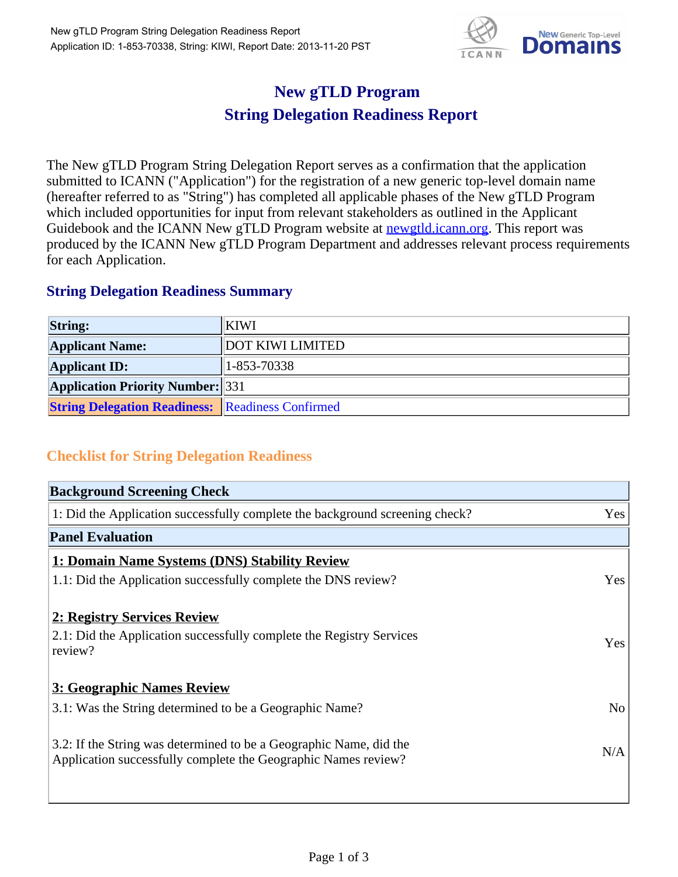# New gTLD Program
# String Delegation Readiness Report

The New gTLD Program String Delegation Report serves as a confirmation that the application submitted to ICANN ("Application") for the registration of a new generic top-level domain name (hereafter referred to as "String") has completed all applicable phases of the New gTLD Program which included opportunities for input from relevant stakeholders as outlined in the Applicant Guidebook and the ICANN New gTLD Program website at newgtld.icann.org. This report was produced by the ICANN New gTLD Program Department and addresses relevant process requirements for each Application.

## String Delegation Readiness Summary

| | |
|---|---|
| **String:** | KIWI |
| **Applicant Name:** | DOT KIWI LIMITED |
| **Applicant ID:** | 1-853-70338 |
| **Application Priority Number:** | 331 |
| **String Delegation Readiness:** | Readiness Confirmed |

## Checklist for String Delegation Readiness

| **Background Screening Check** | |
|---|---|
| 1: Did the Application successfully complete the background screening check? | Yes |
| **Panel Evaluation** | |
| **1: Domain Name Systems (DNS) Stability Review** | |
| 1.1: Did the Application successfully complete the DNS review? | Yes |
| **2: Registry Services Review** | |
| 2.1: Did the Application successfully complete the Registry Services review? | Yes |
| **3: Geographic Names Review** | |
| 3.1: Was the String determined to be a Geographic Name? | No |
| 3.2: If the String was determined to be a Geographic Name, did the Application successfully complete the Geographic Names review? | N/A |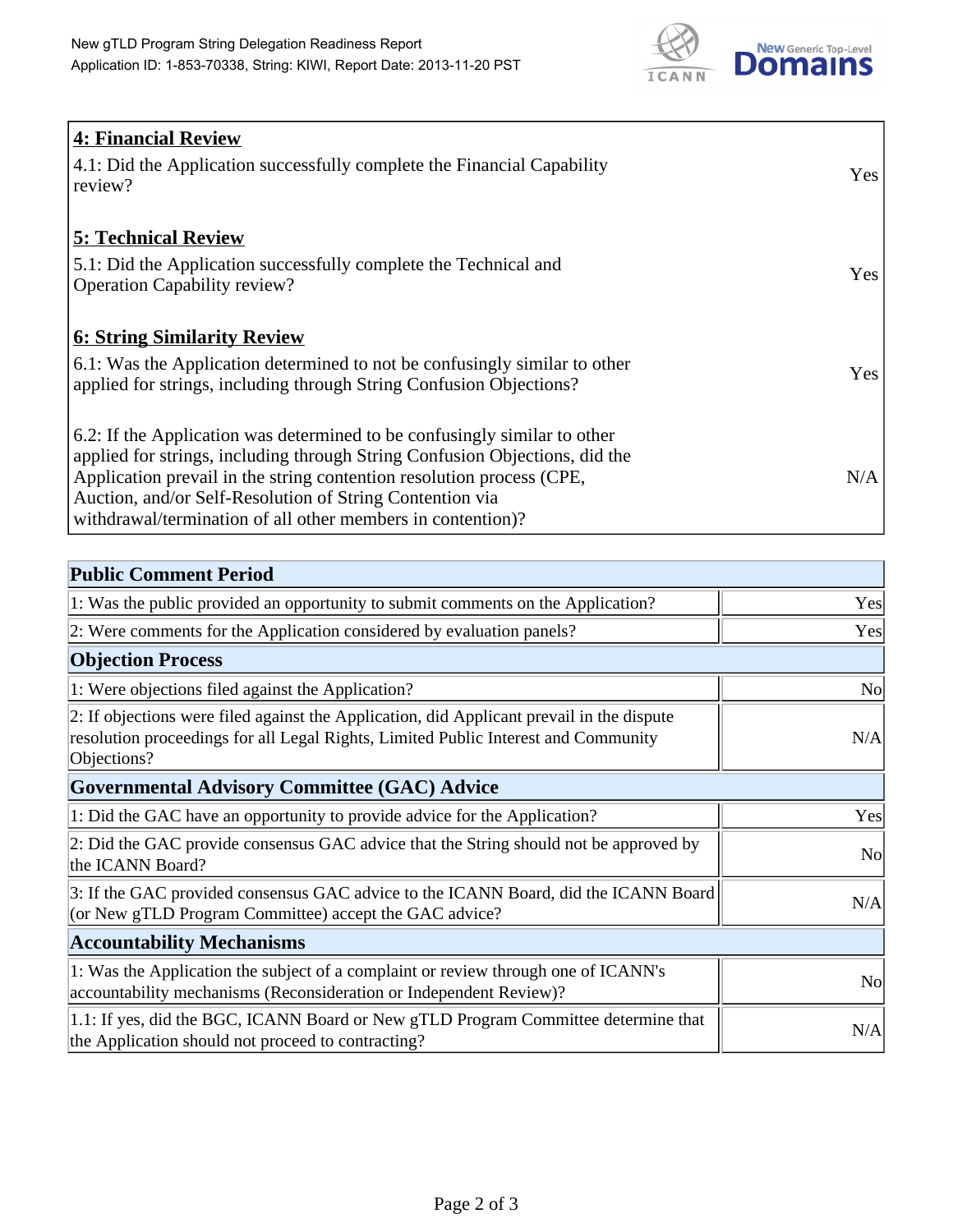| **4: Financial Review** | |
|---|---|
| 4.1: Did the Application successfully complete the Financial Capability review? | Yes |
| **5: Technical Review** | |
| 5.1: Did the Application successfully complete the Technical and Operation Capability review? | Yes |
| **6: String Similarity Review** | |
| 6.1: Was the Application determined to not be confusingly similar to other applied for strings, including through String Confusion Objections? | Yes |
| 6.2: If the Application was determined to be confusingly similar to other applied for strings, including through String Confusion Objections, did the Application prevail in the string contention resolution process (CPE, Auction, and/or Self-Resolution of String Contention via withdrawal/termination of all other members in contention)? | N/A |

| **Public Comment Period** | |
|---|---|
| 1: Was the public provided an opportunity to submit comments on the Application? | Yes |
| 2: Were comments for the Application considered by evaluation panels? | Yes |
| **Objection Process** | |
| 1: Were objections filed against the Application? | No |
| 2: If objections were filed against the Application, did Applicant prevail in the dispute resolution proceedings for all Legal Rights, Limited Public Interest and Community Objections? | N/A |
| **Governmental Advisory Committee (GAC) Advice** | |
| 1: Did the GAC have an opportunity to provide advice for the Application? | Yes |
| 2: Did the GAC provide consensus GAC advice that the String should not be approved by the ICANN Board? | No |
| 3: If the GAC provided consensus GAC advice to the ICANN Board, did the ICANN Board (or New gTLD Program Committee) accept the GAC advice? | N/A |
| **Accountability Mechanisms** | |
| 1: Was the Application the subject of a complaint or review through one of ICANN's accountability mechanisms (Reconsideration or Independent Review)? | No |
| 1.1: If yes, did the BGC, ICANN Board or New gTLD Program Committee determine that the Application should not proceed to contracting? | N/A |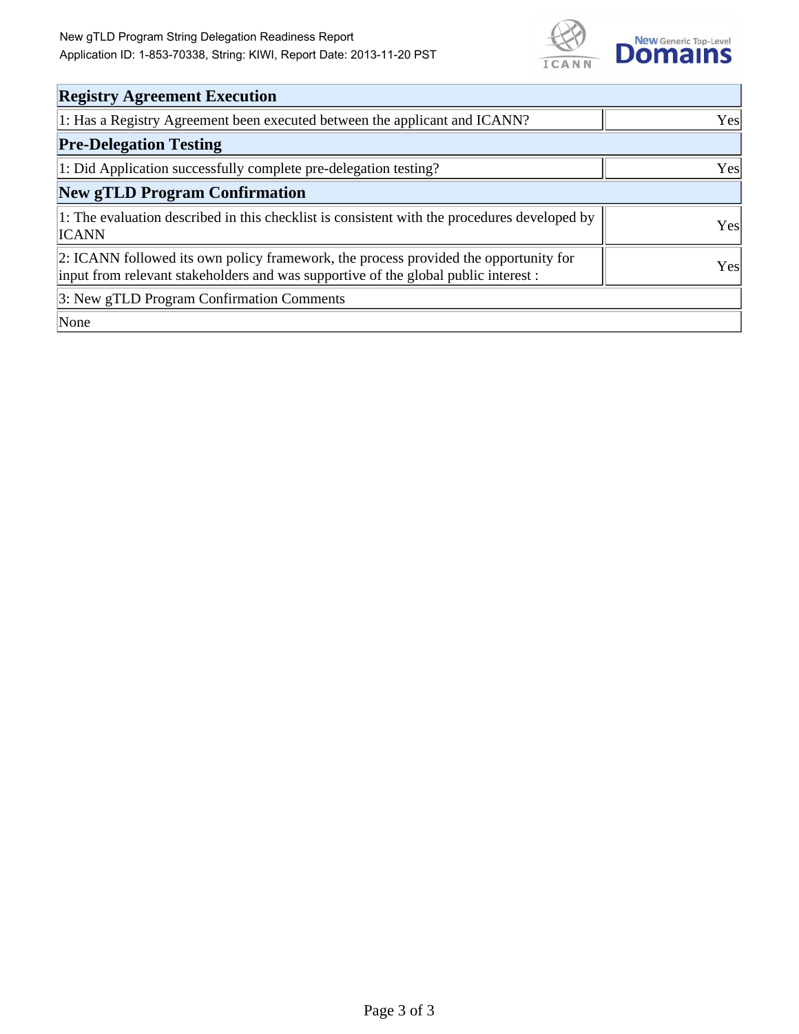## Registry Agreement Execution

| | |
|---|---|
| 1: Has a Registry Agreement been executed between the applicant and ICANN? | Yes |

## Pre-Delegation Testing

| | |
|---|---|
| 1: Did Application successfully complete pre-delegation testing? | Yes |

## New gTLD Program Confirmation

| | |
|---|---|
| 1: The evaluation described in this checklist is consistent with the procedures developed by ICANN | Yes |
| 2: ICANN followed its own policy framework, the process provided the opportunity for input from relevant stakeholders and was supportive of the global public interest : | Yes |

3: New gTLD Program Confirmation Comments

None